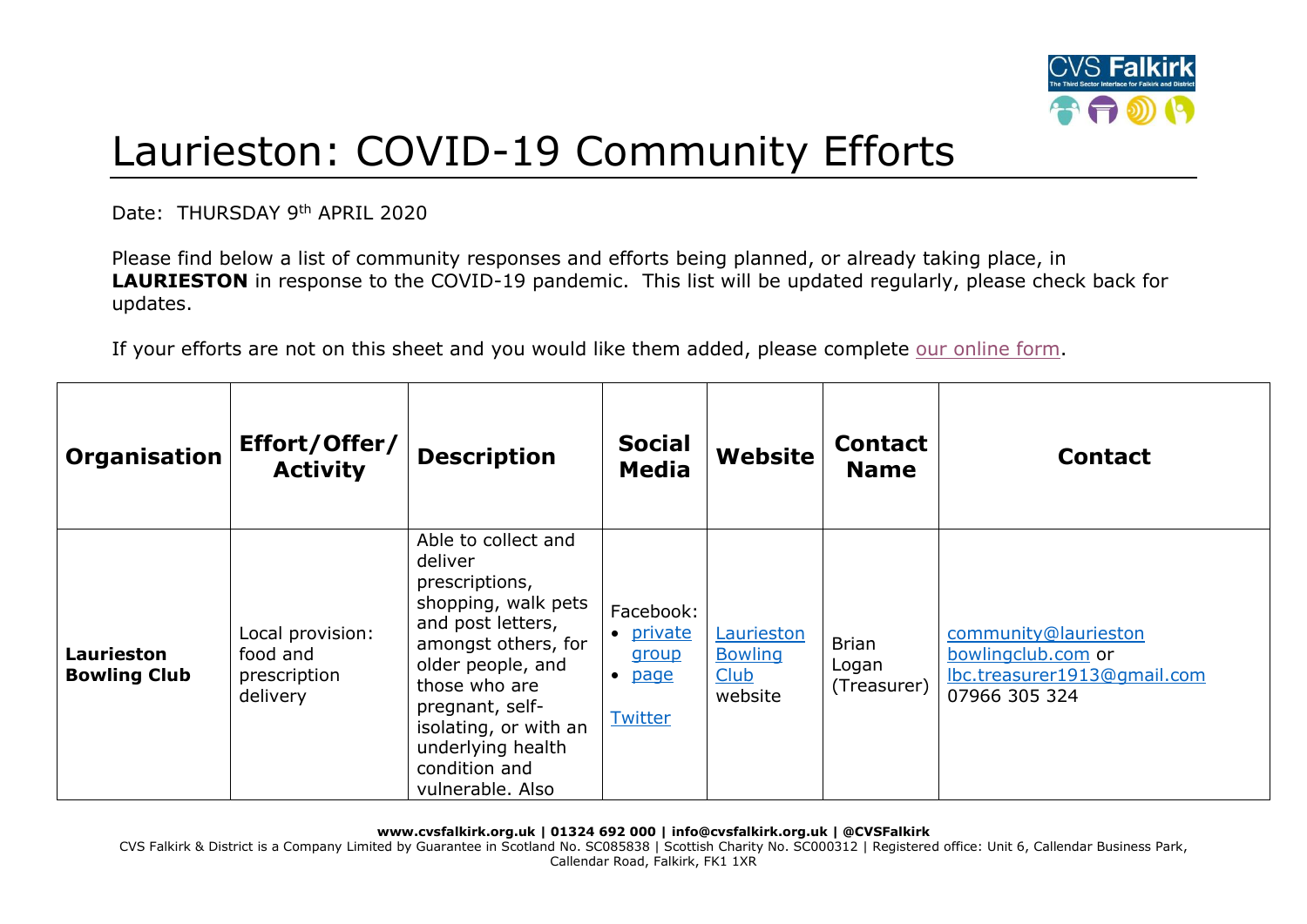# Laurieston: COVID-19 Community Efforts

Date: THURSDAY 9th APRIL 2020

Please find below a list of community responses and efforts being planned, or already taking place, in **LAURIESTON** in response to the COVID-19 pandemic. This list will be updated regularly, please check back for updates.

If your efforts are not on this sheet and you would like them added, please complete our online form.

| Organisation | Effort/Offer/Activity | Description | Social Media | Website | Contact Name | Contact |
| --- | --- | --- | --- | --- | --- | --- |
| **Laurieston Bowling Club** | Local provision: food and prescription delivery | Able to collect and deliver prescriptions, shopping, walk pets and post letters, amongst others, for older people, and those who are pregnant, self-isolating, or with an underlying health condition and vulnerable. Also | Facebook:<br>• private group<br>• page<br>Twitter | Laurieston Bowling Club website | Brian Logan (Treasurer) | community@lauriestonbowlingclub.com or lbc.treasurer1913@gmail.com 07966 305 324 |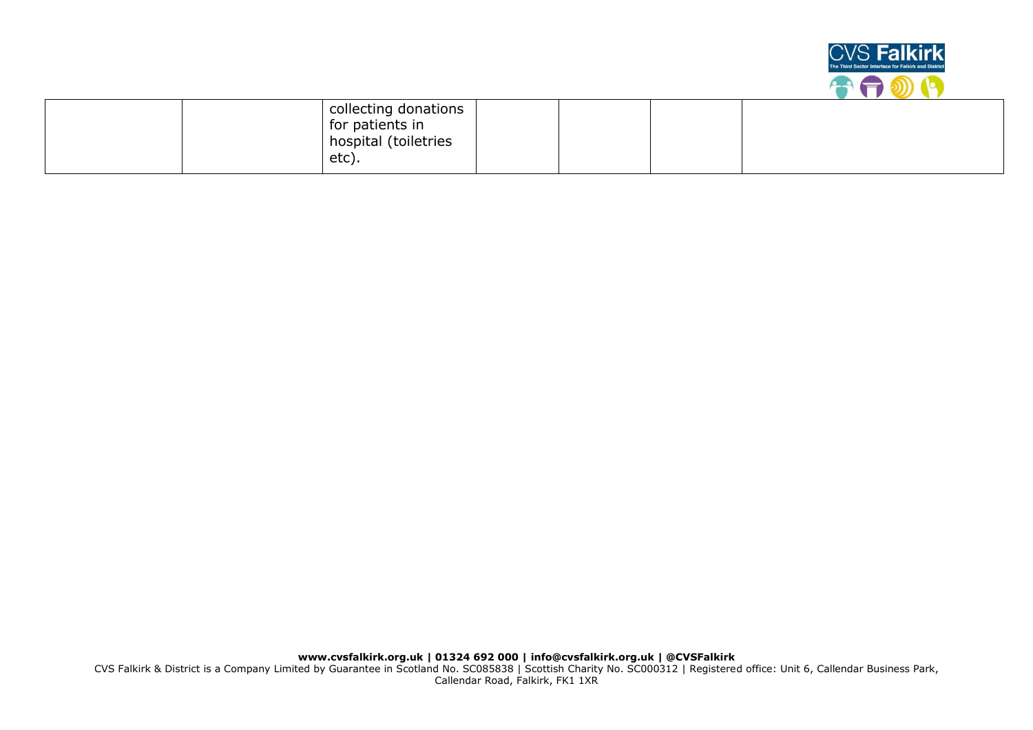| | | | | | | |
|---|---|---|---|---|---|---|
| | | collecting donations for patients in hospital (toiletries etc). | | | | |